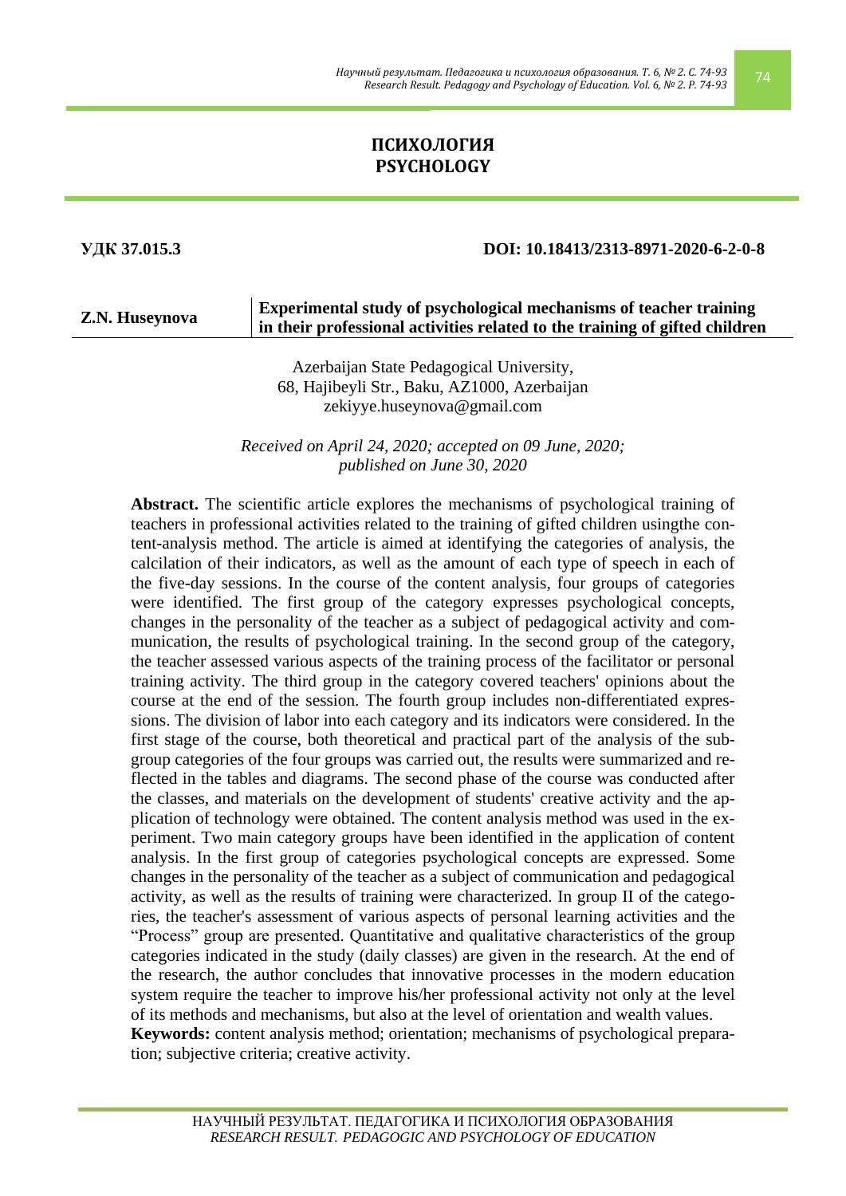# ПСИХОЛОГИЯ
# PSYCHOLOGY

**УДК 37.015.3** **DOI: 10.18413/2313-8971-2020-6-2-0-8**

**Z.N. Huseynova**

## Experimental study of psychological mechanisms of teacher training in their professional activities related to the training of gifted children

Azerbaijan State Pedagogical University,
68, Hajibeyli Str., Baku, AZ1000, Azerbaijan
zekiyye.huseynova@gmail.com

*Received on April 24, 2020; accepted on 09 June, 2020; published on June 30, 2020*

**Abstract.** The scientific article explores the mechanisms of psychological training of teachers in professional activities related to the training of gifted children usingthe content-analysis method. The article is aimed at identifying the categories of analysis, the calcilation of their indicators, as well as the amount of each type of speech in each of the five-day sessions. In the course of the content analysis, four groups of categories were identified. The first group of the category expresses psychological concepts, changes in the personality of the teacher as a subject of pedagogical activity and communication, the results of psychological training. In the second group of the category, the teacher assessed various aspects of the training process of the facilitator or personal training activity. The third group in the category covered teachers' opinions about the course at the end of the session. The fourth group includes non-differentiated expressions. The division of labor into each category and its indicators were considered. In the first stage of the course, both theoretical and practical part of the analysis of the subgroup categories of the four groups was carried out, the results were summarized and reflected in the tables and diagrams. The second phase of the course was conducted after the classes, and materials on the development of students' creative activity and the application of technology were obtained. The content analysis method was used in the experiment. Two main category groups have been identified in the application of content analysis. In the first group of categories psychological concepts are expressed. Some changes in the personality of the teacher as a subject of communication and pedagogical activity, as well as the results of training were characterized. In group II of the categories, the teacher's assessment of various aspects of personal learning activities and the "Process" group are presented. Quantitative and qualitative characteristics of the group categories indicated in the study (daily classes) are given in the research. At the end of the research, the author concludes that innovative processes in the modern education system require the teacher to improve his/her professional activity not only at the level of its methods and mechanisms, but also at the level of orientation and wealth values.

**Keywords:** content analysis method; orientation; mechanisms of psychological preparation; subjective criteria; creative activity.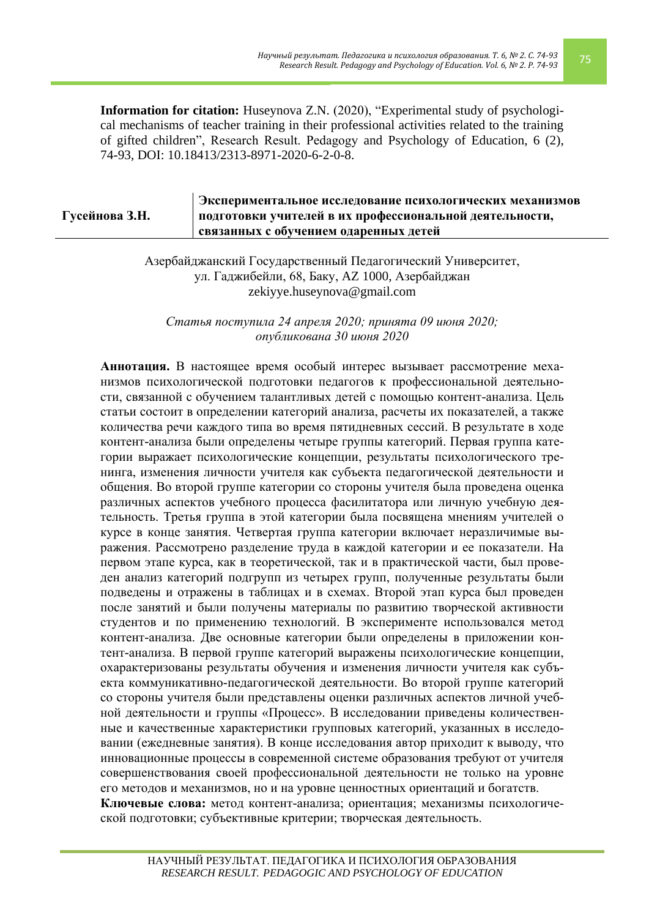**Information for citation:** Huseynova Z.N. (2020), "Experimental study of psychological mechanisms of teacher training in their professional activities related to the training of gifted children", Research Result. Pedagogy and Psychology of Education, 6 (2), 74-93, DOI: 10.18413/2313-8971-2020-6-2-0-8.

**Гусейнова З.Н.**

# Экспериментальное исследование психологических механизмов подготовки учителей в их профессиональной деятельности, связанных с обучением одаренных детей

Азербайджанский Государственный Педагогический Университет,
ул. Гаджибейли, 68, Баку, AZ 1000, Азербайджан
zekiyye.huseynova@gmail.com

*Статья поступила 24 апреля 2020; принята 09 июня 2020;*
*опубликована 30 июня 2020*

**Аннотация.** В настоящее время особый интерес вызывает рассмотрение механизмов психологической подготовки педагогов к профессиональной деятельности, связанной с обучением талантливых детей с помощью контент-анализа. Цель статьи состоит в определении категорий анализа, расчеты их показателей, а также количества речи каждого типа во время пятидневных сессий. В результате в ходе контент-анализа были определены четыре группы категорий. Первая группа категории выражает психологические концепции, результаты психологического тренинга, изменения личности учителя как субъекта педагогической деятельности и общения. Во второй группе категории со стороны учителя была проведена оценка различных аспектов учебного процесса фасилитатора или личную учебную деятельность. Третья группа в этой категории была посвящена мнениям учителей о курсе в конце занятия. Четвертая группа категории включает неразличимые выражения. Рассмотрено разделение труда в каждой категории и ее показатели. На первом этапе курса, как в теоретической, так и в практической части, был проведен анализ категорий подгрупп из четырех групп, полученные результаты были подведены и отражены в таблицах и в схемах. Второй этап курса был проведен после занятий и были получены материалы по развитию творческой активности студентов и по применению технологий. В эксперименте использовался метод контент-анализа. Две основные категории были определены в приложении контент-анализа. В первой группе категорий выражены психологические концепции, охарактеризованы результаты обучения и изменения личности учителя как субъекта коммуникативно-педагогической деятельности. Во второй группе категорий со стороны учителя были представлены оценки различных аспектов личной учебной деятельности и группы «Процесс». В исследовании приведены количественные и качественные характеристики групповых категорий, указанных в исследовании (ежедневные занятия). В конце исследования автор приходит к выводу, что инновационные процессы в современной системе образования требуют от учителя совершенствования своей профессиональной деятельности не только на уровне его методов и механизмов, но и на уровне ценностных ориентаций и богатств.

**Ключевые слова:** метод контент-анализа; ориентация; механизмы психологической подготовки; субъективные критерии; творческая деятельность.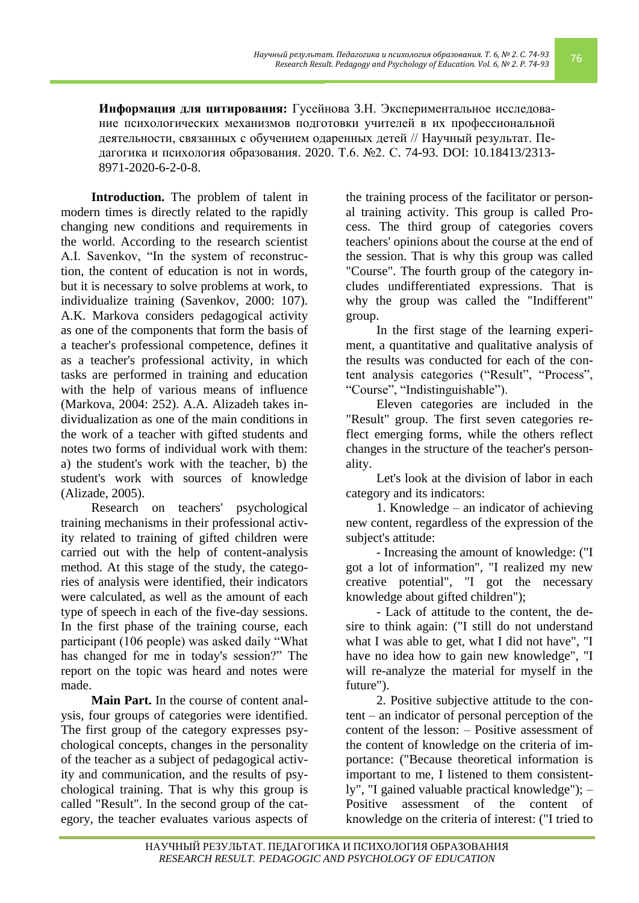**Информация для цитирования:** Гусейнова З.Н. Экспериментальное исследование психологических механизмов подготовки учителей в их профессиональной деятельности, связанных с обучением одаренных детей // Научный результат. Педагогика и психология образования. 2020. Т.6. №2. С. 74-93. DOI: 10.18413/2313-8971-2020-6-2-0-8.

**Introduction.** The problem of talent in modern times is directly related to the rapidly changing new conditions and requirements in the world. According to the research scientist A.I. Savenkov, "In the system of reconstruction, the content of education is not in words, but it is necessary to solve problems at work, to individualize training (Savenkov, 2000: 107). A.K. Markova considers pedagogical activity as one of the components that form the basis of a teacher's professional competence, defines it as a teacher's professional activity, in which tasks are performed in training and education with the help of various means of influence (Markova, 2004: 252). A.A. Alizadeh takes individualization as one of the main conditions in the work of a teacher with gifted students and notes two forms of individual work with them: a) the student's work with the teacher, b) the student's work with sources of knowledge (Alizade, 2005).

Research on teachers' psychological training mechanisms in their professional activity related to training of gifted children were carried out with the help of content-analysis method. At this stage of the study, the categories of analysis were identified, their indicators were calculated, as well as the amount of each type of speech in each of the five-day sessions. In the first phase of the training course, each participant (106 people) was asked daily "What has changed for me in today's session?" The report on the topic was heard and notes were made.

**Main Part.** In the course of content analysis, four groups of categories were identified. The first group of the category expresses psychological concepts, changes in the personality of the teacher as a subject of pedagogical activity and communication, and the results of psychological training. That is why this group is called "Result". In the second group of the category, the teacher evaluates various aspects of the training process of the facilitator or personal training activity. This group is called Process. The third group of categories covers teachers' opinions about the course at the end of the session. That is why this group was called "Course". The fourth group of the category includes undifferentiated expressions. That is why the group was called the "Indifferent" group.

In the first stage of the learning experiment, a quantitative and qualitative analysis of the results was conducted for each of the content analysis categories ("Result", "Process", "Course", "Indistinguishable").

Eleven categories are included in the "Result" group. The first seven categories reflect emerging forms, while the others reflect changes in the structure of the teacher's personality.

Let's look at the division of labor in each category and its indicators:

1. Knowledge – an indicator of achieving new content, regardless of the expression of the subject's attitude:

- Increasing the amount of knowledge: ("I got a lot of information", "I realized my new creative potential", "I got the necessary knowledge about gifted children");

- Lack of attitude to the content, the desire to think again: ("I still do not understand what I was able to get, what I did not have", "I have no idea how to gain new knowledge", "I will re-analyze the material for myself in the future").

2. Positive subjective attitude to the content – an indicator of personal perception of the content of the lesson: – Positive assessment of the content of knowledge on the criteria of importance: ("Because theoretical information is important to me, I listened to them consistently", "I gained valuable practical knowledge"); – Positive assessment of the content of knowledge on the criteria of interest: ("I tried to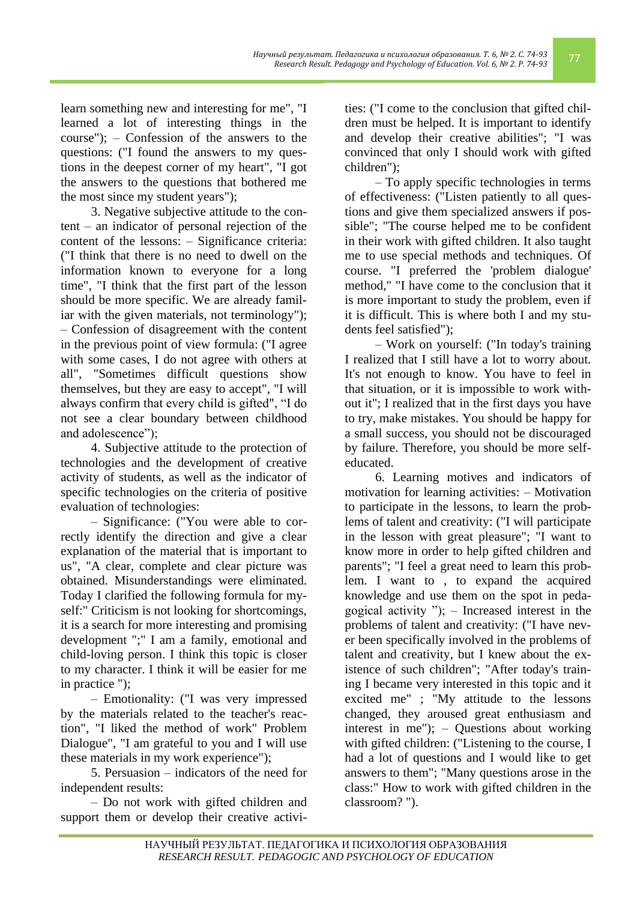learn something new and interesting for me", "I learned a lot of interesting things in the course"); – Confession of the answers to the questions: ("I found the answers to my questions in the deepest corner of my heart", "I got the answers to the questions that bothered me the most since my student years");

3. Negative subjective attitude to the content – an indicator of personal rejection of the content of the lessons: – Significance criteria: ("I think that there is no need to dwell on the information known to everyone for a long time", "I think that the first part of the lesson should be more specific. We are already familiar with the given materials, not terminology"); – Confession of disagreement with the content in the previous point of view formula: ("I agree with some cases, I do not agree with others at all", "Sometimes difficult questions show themselves, but they are easy to accept", "I will always confirm that every child is gifted", "I do not see a clear boundary between childhood and adolescence");

4. Subjective attitude to the protection of technologies and the development of creative activity of students, as well as the indicator of specific technologies on the criteria of positive evaluation of technologies:

– Significance: ("You were able to correctly identify the direction and give a clear explanation of the material that is important to us", "A clear, complete and clear picture was obtained. Misunderstandings were eliminated. Today I clarified the following formula for myself:" Criticism is not looking for shortcomings, it is a search for more interesting and promising development ";" I am a family, emotional and child-loving person. I think this topic is closer to my character. I think it will be easier for me in practice ");

– Emotionality: ("I was very impressed by the materials related to the teacher's reaction", "I liked the method of work" Problem Dialogue", "I am grateful to you and I will use these materials in my work experience");

5. Persuasion – indicators of the need for independent results:

– Do not work with gifted children and support them or develop their creative activities: ("I come to the conclusion that gifted children must be helped. It is important to identify and develop their creative abilities"; "I was convinced that only I should work with gifted children");

– To apply specific technologies in terms of effectiveness: ("Listen patiently to all questions and give them specialized answers if possible"; "The course helped me to be confident in their work with gifted children. It also taught me to use special methods and techniques. Of course. "I preferred the 'problem dialogue' method," "I have come to the conclusion that it is more important to study the problem, even if it is difficult. This is where both I and my students feel satisfied");

– Work on yourself: ("In today's training I realized that I still have a lot to worry about. It's not enough to know. You have to feel in that situation, or it is impossible to work without it"; I realized that in the first days you have to try, make mistakes. You should be happy for a small success, you should not be discouraged by failure. Therefore, you should be more self-educated.

6. Learning motives and indicators of motivation for learning activities: – Motivation to participate in the lessons, to learn the problems of talent and creativity: ("I will participate in the lesson with great pleasure"; "I want to know more in order to help gifted children and parents"; "I feel a great need to learn this problem. I want to , to expand the acquired knowledge and use them on the spot in pedagogical activity "); – Increased interest in the problems of talent and creativity: ("I have never been specifically involved in the problems of talent and creativity, but I knew about the existence of such children"; "After today's training I became very interested in this topic and it excited me" ; "My attitude to the lessons changed, they aroused great enthusiasm and interest in me"); – Questions about working with gifted children: ("Listening to the course, I had a lot of questions and I would like to get answers to them"; "Many questions arose in the class:" How to work with gifted children in the classroom? ").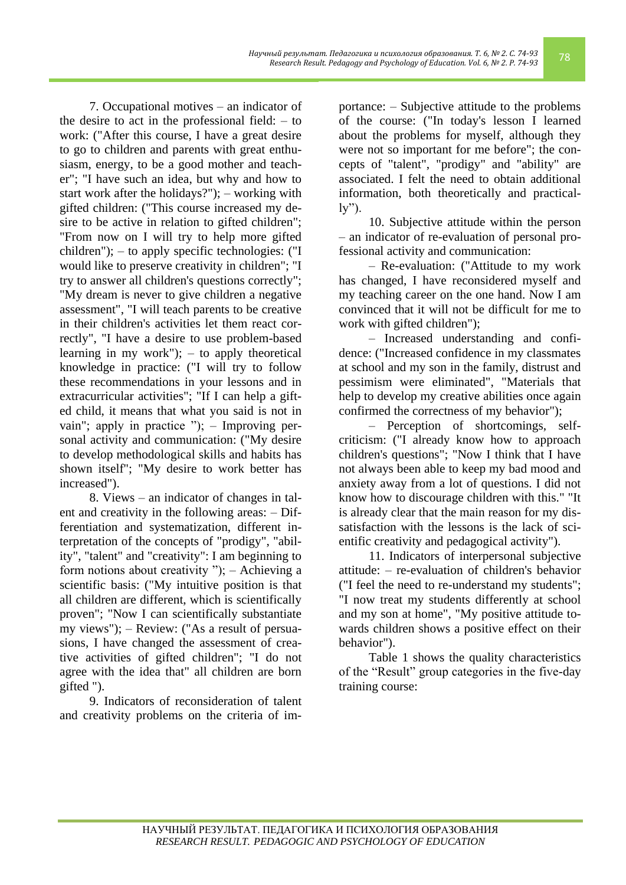7. Occupational motives – an indicator of the desire to act in the professional field: – to work: ("After this course, I have a great desire to go to children and parents with great enthusiasm, energy, to be a good mother and teacher"; "I have such an idea, but why and how to start work after the holidays?"); – working with gifted children: ("This course increased my desire to be active in relation to gifted children"; "From now on I will try to help more gifted children"); – to apply specific technologies: ("I would like to preserve creativity in children"; "I try to answer all children's questions correctly"; "My dream is never to give children a negative assessment", "I will teach parents to be creative in their children's activities let them react correctly", "I have a desire to use problem-based learning in my work"); – to apply theoretical knowledge in practice: ("I will try to follow these recommendations in your lessons and in extracurricular activities"; "If I can help a gifted child, it means that what you said is not in vain"; apply in practice "); – Improving personal activity and communication: ("My desire to develop methodological skills and habits has shown itself"; "My desire to work better has increased").

8. Views – an indicator of changes in talent and creativity in the following areas: – Differentiation and systematization, different interpretation of the concepts of "prodigy", "ability", "talent" and "creativity": I am beginning to form notions about creativity "); – Achieving a scientific basis: ("My intuitive position is that all children are different, which is scientifically proven"; "Now I can scientifically substantiate my views"); – Review: ("As a result of persuasions, I have changed the assessment of creative activities of gifted children"; "I do not agree with the idea that" all children are born gifted ").

9. Indicators of reconsideration of talent and creativity problems on the criteria of importance: – Subjective attitude to the problems of the course: ("In today's lesson I learned about the problems for myself, although they were not so important for me before"; the concepts of "talent", "prodigy" and "ability" are associated. I felt the need to obtain additional information, both theoretically and practically").

10. Subjective attitude within the person – an indicator of re-evaluation of personal professional activity and communication:

– Re-evaluation: ("Attitude to my work has changed, I have reconsidered myself and my teaching career on the one hand. Now I am convinced that it will not be difficult for me to work with gifted children");

– Increased understanding and confidence: ("Increased confidence in my classmates at school and my son in the family, distrust and pessimism were eliminated", "Materials that help to develop my creative abilities once again confirmed the correctness of my behavior");

– Perception of shortcomings, self-criticism: ("I already know how to approach children's questions"; "Now I think that I have not always been able to keep my bad mood and anxiety away from a lot of questions. I did not know how to discourage children with this." "It is already clear that the main reason for my dissatisfaction with the lessons is the lack of scientific creativity and pedagogical activity").

11. Indicators of interpersonal subjective attitude: – re-evaluation of children's behavior ("I feel the need to re-understand my students"; "I now treat my students differently at school and my son at home", "My positive attitude towards children shows a positive effect on their behavior").

Table 1 shows the quality characteristics of the “Result” group categories in the five-day training course: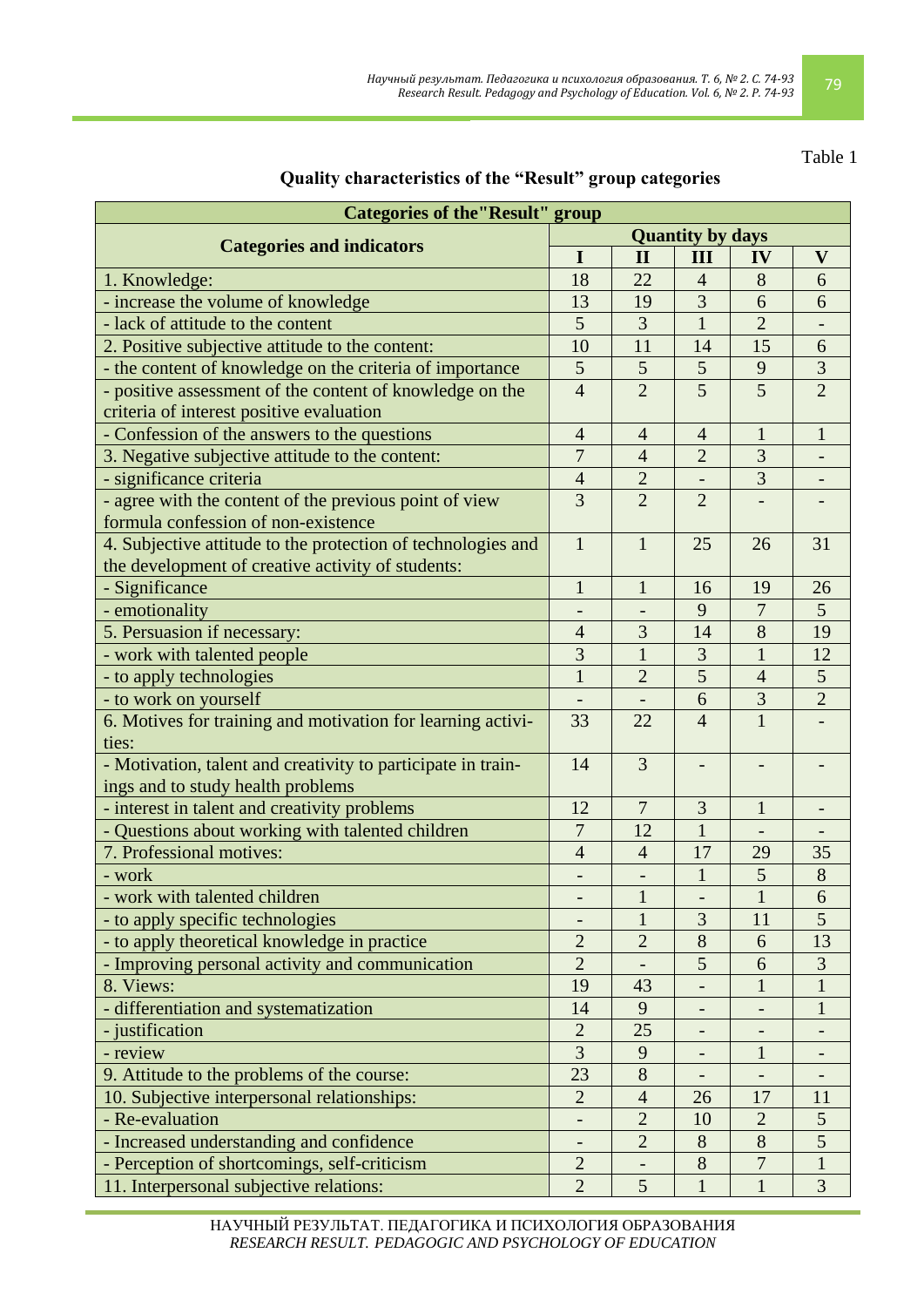Table 1

**Quality characteristics of the "Result" group categories**

| Categories of the"Result" group | | | | | |
|---|---|---|---|---|---|
| **Categories and indicators** | **Quantity by days** | | | | |
| | **I** | **II** | **III** | **IV** | **V** |
| 1. Knowledge: | 18 | 22 | 4 | 8 | 6 |
| - increase the volume of knowledge | 13 | 19 | 3 | 6 | 6 |
| - lack of attitude to the content | 5 | 3 | 1 | 2 | - |
| 2. Positive subjective attitude to the content: | 10 | 11 | 14 | 15 | 6 |
| - the content of knowledge on the criteria of importance | 5 | 5 | 5 | 9 | 3 |
| - positive assessment of the content of knowledge on the criteria of interest positive evaluation | 4 | 2 | 5 | 5 | 2 |
| - Confession of the answers to the questions | 4 | 4 | 4 | 1 | 1 |
| 3. Negative subjective attitude to the content: | 7 | 4 | 2 | 3 | - |
| - significance criteria | 4 | 2 | - | 3 | - |
| - agree with the content of the previous point of view formula confession of non-existence | 3 | 2 | 2 | - | - |
| 4. Subjective attitude to the protection of technologies and the development of creative activity of students: | 1 | 1 | 25 | 26 | 31 |
| - Significance | 1 | 1 | 16 | 19 | 26 |
| - emotionality | - | - | 9 | 7 | 5 |
| 5. Persuasion if necessary: | 4 | 3 | 14 | 8 | 19 |
| - work with talented people | 3 | 1 | 3 | 1 | 12 |
| - to apply technologies | 1 | 2 | 5 | 4 | 5 |
| - to work on yourself | - | - | 6 | 3 | 2 |
| 6. Motives for training and motivation for learning activities: | 33 | 22 | 4 | 1 | - |
| - Motivation, talent and creativity to participate in trainings and to study health problems | 14 | 3 | - | - | - |
| - interest in talent and creativity problems | 12 | 7 | 3 | 1 | - |
| - Questions about working with talented children | 7 | 12 | 1 | - | - |
| 7. Professional motives: | 4 | 4 | 17 | 29 | 35 |
| - work | - | - | 1 | 5 | 8 |
| - work with talented children | - | 1 | - | 1 | 6 |
| - to apply specific technologies | - | 1 | 3 | 11 | 5 |
| - to apply theoretical knowledge in practice | 2 | 2 | 8 | 6 | 13 |
| - Improving personal activity and communication | 2 | - | 5 | 6 | 3 |
| 8. Views: | 19 | 43 | - | 1 | 1 |
| - differentiation and systematization | 14 | 9 | - | - | 1 |
| - justification | 2 | 25 | - | - | - |
| - review | 3 | 9 | - | 1 | - |
| 9. Attitude to the problems of the course: | 23 | 8 | - | - | - |
| 10. Subjective interpersonal relationships: | 2 | 4 | 26 | 17 | 11 |
| - Re-evaluation | - | 2 | 10 | 2 | 5 |
| - Increased understanding and confidence | - | 2 | 8 | 8 | 5 |
| - Perception of shortcomings, self-criticism | 2 | - | 8 | 7 | 1 |
| 11. Interpersonal subjective relations: | 2 | 5 | 1 | 1 | 3 |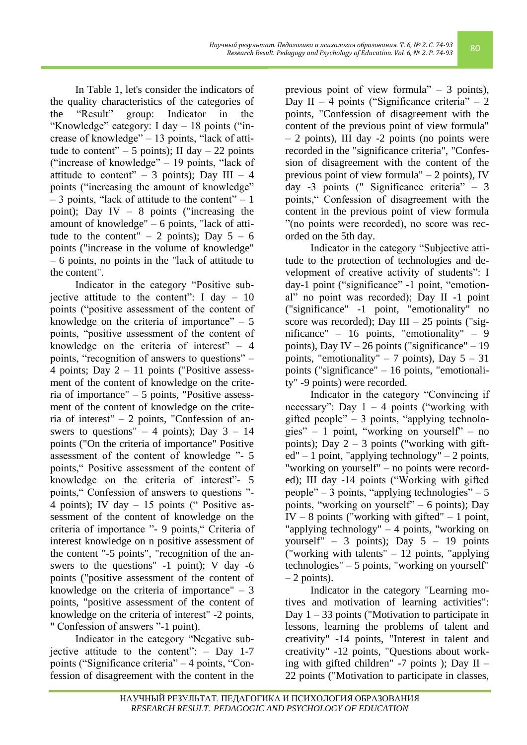In Table 1, let's consider the indicators of the quality characteristics of the categories of the "Result" group: Indicator in the "Knowledge" category: I day – 18 points ("increase of knowledge" – 13 points, "lack of attitude to content" – 5 points); II day – 22 points ("increase of knowledge" – 19 points, "lack of attitude to content" – 3 points); Day III – 4 points ("increasing the amount of knowledge" – 3 points, "lack of attitude to the content" – 1 point); Day IV – 8 points ("increasing the amount of knowledge" – 6 points, "lack of attitude to the content" – 2 points); Day 5 – 6 points ("increase in the volume of knowledge" – 6 points, no points in the "lack of attitude to the content".

Indicator in the category "Positive subjective attitude to the content": I day – 10 points ("positive assessment of the content of knowledge on the criteria of importance" – 5 points, "positive assessment of the content of knowledge on the criteria of interest" – 4 points, "recognition of answers to questions" – 4 points; Day 2 – 11 points ("Positive assessment of the content of knowledge on the criteria of importance" – 5 points, "Positive assessment of the content of knowledge on the criteria of interest" – 2 points, "Confession of answers to questions" – 4 points); Day 3 – 14 points ("On the criteria of importance" Positive assessment of the content of knowledge "- 5 points," Positive assessment of the content of knowledge on the criteria of interest"- 5 points," Confession of answers to questions "- 4 points); IV day – 15 points (" Positive assessment of the content of knowledge on the criteria of importance "- 9 points," Criteria of interest knowledge on n positive assessment of the content "-5 points", "recognition of the answers to the questions" -1 point); V day -6 points ("positive assessment of the content of knowledge on the criteria of importance" – 3 points, "positive assessment of the content of knowledge on the criteria of interest" -2 points, " Confession of answers "-1 point).

Indicator in the category "Negative subjective attitude to the content": – Day 1-7 points ("Significance criteria" – 4 points, "Confession of disagreement with the content in the previous point of view formula" – 3 points), Day II – 4 points ("Significance criteria" – 2 points, "Confession of disagreement with the content of the previous point of view formula" – 2 points), III day -2 points (no points were recorded in the "significance criteria", "Confession of disagreement with the content of the previous point of view formula" – 2 points), IV day -3 points (" Significance criteria" – 3 points," Confession of disagreement with the content in the previous point of view formula "(no points were recorded), no score was recorded on the 5th day.

Indicator in the category "Subjective attitude to the protection of technologies and development of creative activity of students": I day-1 point ("significance" -1 point, "emotional" no point was recorded); Day II -1 point ("significance" -1 point, "emotionality" no score was recorded); Day III – 25 points ("significance" – 16 points, "emotionality" – 9 points), Day IV – 26 points ("significance" – 19 points, "emotionality" – 7 points), Day 5 – 31 points ("significance" – 16 points, "emotionality" -9 points) were recorded.

Indicator in the category "Convincing if necessary": Day 1 – 4 points ("working with gifted people" – 3 points, "applying technologies" – 1 point, "working on yourself" – no points); Day 2 – 3 points ("working with gifted" – 1 point, "applying technology" – 2 points, "working on yourself" – no points were recorded); III day -14 points ("Working with gifted people" – 3 points, "applying technologies" – 5 points, "working on yourself" – 6 points); Day IV – 8 points ("working with gifted" – 1 point, "applying technology" – 4 points, "working on yourself" – 3 points); Day 5 – 19 points ("working with talents" – 12 points, "applying technologies" – 5 points, "working on yourself" – 2 points).

Indicator in the category "Learning motives and motivation of learning activities": Day 1 – 33 points ("Motivation to participate in lessons, learning the problems of talent and creativity" -14 points, "Interest in talent and creativity" -12 points, "Questions about working with gifted children" -7 points ); Day II – 22 points ("Motivation to participate in classes,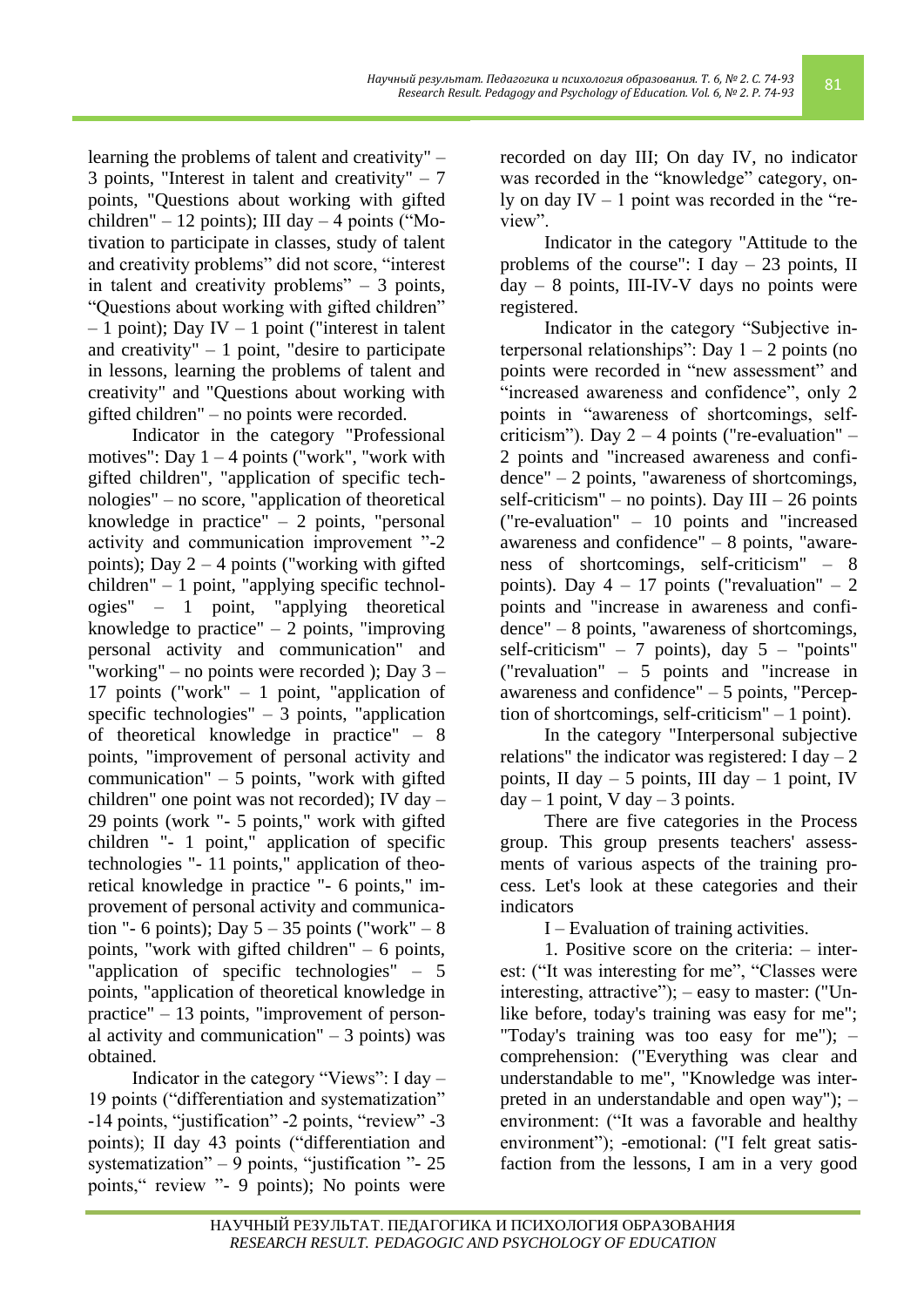learning the problems of talent and creativity" – 3 points, "Interest in talent and creativity" – 7 points, "Questions about working with gifted children" – 12 points); III day – 4 points ("Motivation to participate in classes, study of talent and creativity problems" did not score, "interest in talent and creativity problems" – 3 points, "Questions about working with gifted children" – 1 point); Day IV – 1 point ("interest in talent and creativity" – 1 point, "desire to participate in lessons, learning the problems of talent and creativity" and "Questions about working with gifted children" – no points were recorded.

Indicator in the category "Professional motives": Day 1 – 4 points ("work", "work with gifted children", "application of specific technologies" – no score, "application of theoretical knowledge in practice" – 2 points, "personal activity and communication improvement "-2 points); Day 2 – 4 points ("working with gifted children" – 1 point, "applying specific technologies" – 1 point, "applying theoretical knowledge to practice" – 2 points, "improving personal activity and communication" and "working" – no points were recorded ); Day 3 – 17 points ("work" – 1 point, "application of specific technologies" – 3 points, "application of theoretical knowledge in practice" – 8 points, "improvement of personal activity and communication" – 5 points, "work with gifted children" one point was not recorded); IV day – 29 points (work "- 5 points," work with gifted children "- 1 point," application of specific technologies "- 11 points," application of theoretical knowledge in practice "- 6 points," improvement of personal activity and communication "- 6 points); Day 5 – 35 points ("work" – 8 points, "work with gifted children" – 6 points, "application of specific technologies" – 5 points, "application of theoretical knowledge in practice" – 13 points, "improvement of personal activity and communication" – 3 points) was obtained.

Indicator in the category "Views": I day – 19 points ("differentiation and systematization" -14 points, "justification" -2 points, "review" -3 points); II day 43 points ("differentiation and systematization" – 9 points, "justification "- 25 points," review "- 9 points); No points were recorded on day III; On day IV, no indicator was recorded in the "knowledge" category, only on day IV – 1 point was recorded in the "review".

Indicator in the category "Attitude to the problems of the course": I day – 23 points, II day – 8 points, III-IV-V days no points were registered.

Indicator in the category "Subjective interpersonal relationships": Day 1 – 2 points (no points were recorded in "new assessment" and "increased awareness and confidence", only 2 points in "awareness of shortcomings, self-criticism"). Day 2 – 4 points ("re-evaluation" – 2 points and "increased awareness and confidence" – 2 points, "awareness of shortcomings, self-criticism" – no points). Day III – 26 points ("re-evaluation" – 10 points and "increased awareness and confidence" – 8 points, "awareness of shortcomings, self-criticism" – 8 points). Day 4 – 17 points ("revaluation" – 2 points and "increase in awareness and confidence" – 8 points, "awareness of shortcomings, self-criticism" – 7 points), day 5 – "points" ("revaluation" – 5 points and "increase in awareness and confidence" – 5 points, "Perception of shortcomings, self-criticism" – 1 point).

In the category "Interpersonal subjective relations" the indicator was registered: I day – 2 points, II day – 5 points, III day – 1 point, IV day – 1 point, V day – 3 points.

There are five categories in the Process group. This group presents teachers' assessments of various aspects of the training process. Let's look at these categories and their indicators

I – Evaluation of training activities.

1. Positive score on the criteria: – interest: ("It was interesting for me", "Classes were interesting, attractive"); – easy to master: ("Unlike before, today's training was easy for me"; "Today's training was too easy for me"); – comprehension: ("Everything was clear and understandable to me", "Knowledge was interpreted in an understandable and open way"); – environment: ("It was a favorable and healthy environment"); -emotional: ("I felt great satisfaction from the lessons, I am in a very good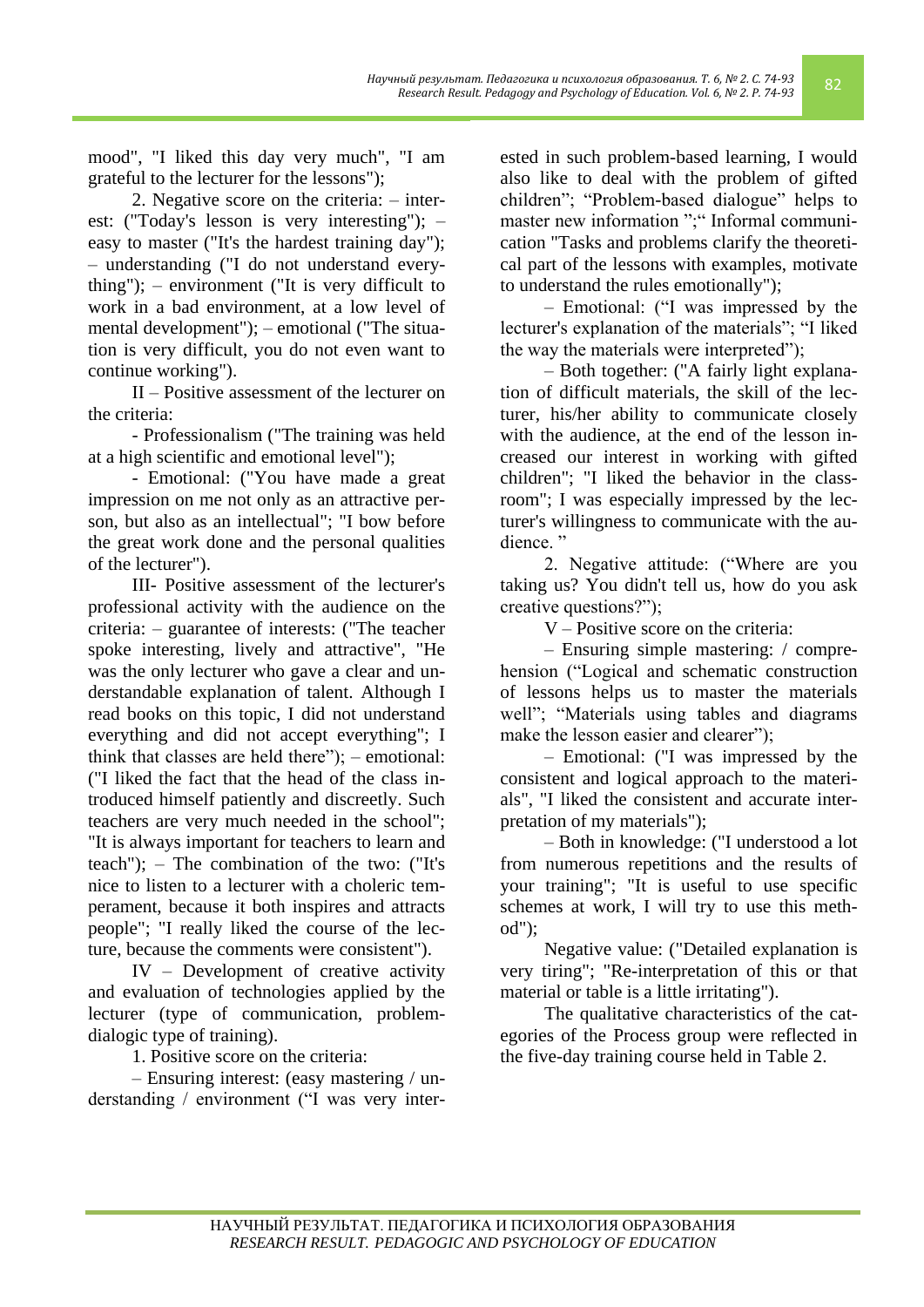mood", "I liked this day very much", "I am grateful to the lecturer for the lessons");

2. Negative score on the criteria: – interest: ("Today's lesson is very interesting"); – easy to master ("It's the hardest training day"); – understanding ("I do not understand everything"); – environment ("It is very difficult to work in a bad environment, at a low level of mental development"); – emotional ("The situation is very difficult, you do not even want to continue working").

II – Positive assessment of the lecturer on the criteria:

- Professionalism ("The training was held at a high scientific and emotional level");

- Emotional: ("You have made a great impression on me not only as an attractive person, but also as an intellectual"; "I bow before the great work done and the personal qualities of the lecturer").

III- Positive assessment of the lecturer's professional activity with the audience on the criteria: – guarantee of interests: ("The teacher spoke interesting, lively and attractive", "He was the only lecturer who gave a clear and understandable explanation of talent. Although I read books on this topic, I did not understand everything and did not accept everything"; I think that classes are held there"); – emotional: ("I liked the fact that the head of the class introduced himself patiently and discreetly. Such teachers are very much needed in the school"; "It is always important for teachers to learn and teach"); – The combination of the two: ("It's nice to listen to a lecturer with a choleric temperament, because it both inspires and attracts people"; "I really liked the course of the lecture, because the comments were consistent").

IV – Development of creative activity and evaluation of technologies applied by the lecturer (type of communication, problem-dialogic type of training).

1. Positive score on the criteria:

– Ensuring interest: (easy mastering / understanding / environment ("I was very interested in such problem-based learning, I would also like to deal with the problem of gifted children"; "Problem-based dialogue" helps to master new information ";" Informal communication "Tasks and problems clarify the theoretical part of the lessons with examples, motivate to understand the rules emotionally");

– Emotional: ("I was impressed by the lecturer's explanation of the materials"; "I liked the way the materials were interpreted");

– Both together: ("A fairly light explanation of difficult materials, the skill of the lecturer, his/her ability to communicate closely with the audience, at the end of the lesson increased our interest in working with gifted children"; "I liked the behavior in the classroom"; I was especially impressed by the lecturer's willingness to communicate with the audience. "

2. Negative attitude: ("Where are you taking us? You didn't tell us, how do you ask creative questions?");

V – Positive score on the criteria:

– Ensuring simple mastering: / comprehension ("Logical and schematic construction of lessons helps us to master the materials well"; "Materials using tables and diagrams make the lesson easier and clearer");

– Emotional: ("I was impressed by the consistent and logical approach to the materials", "I liked the consistent and accurate interpretation of my materials");

– Both in knowledge: ("I understood a lot from numerous repetitions and the results of your training"; "It is useful to use specific schemes at work, I will try to use this method");

Negative value: ("Detailed explanation is very tiring"; "Re-interpretation of this or that material or table is a little irritating").

The qualitative characteristics of the categories of the Process group were reflected in the five-day training course held in Table 2.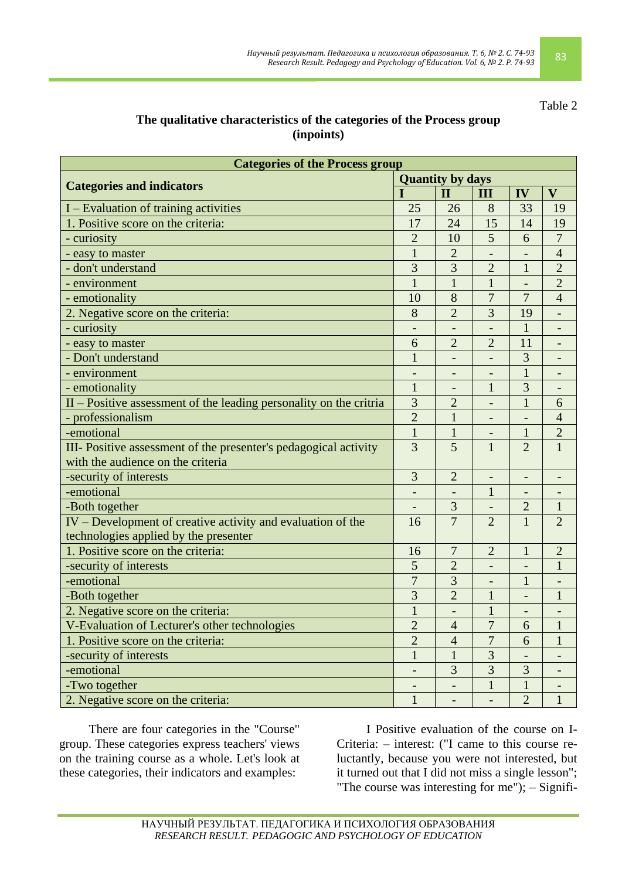Table 2

**The qualitative characteristics of the categories of the Process group (inpoints)**

| Categories of the Process group | | | | | |
|---|---|---|---|---|---|
| **Categories and indicators** | **Quantity by days** | | | | |
| | **I** | **II** | **III** | **IV** | **V** |
| I – Evaluation of training activities | 25 | 26 | 8 | 33 | 19 |
| 1. Positive score on the criteria: | 17 | 24 | 15 | 14 | 19 |
| - curiosity | 2 | 10 | 5 | 6 | 7 |
| - easy to master | 1 | 2 | - | - | 4 |
| - don't understand | 3 | 3 | 2 | 1 | 2 |
| - environment | 1 | 1 | 1 | - | 2 |
| - emotionality | 10 | 8 | 7 | 7 | 4 |
| 2. Negative score on the criteria: | 8 | 2 | 3 | 19 | - |
| - curiosity | - | - | - | 1 | - |
| - easy to master | 6 | 2 | 2 | 11 | - |
| - Don't understand | 1 | - | - | 3 | - |
| - environment | - | - | - | 1 | - |
| - emotionality | 1 | - | 1 | 3 | - |
| II – Positive assessment of the leading personality on the critria | 3 | 2 | - | 1 | 6 |
| - professionalism | 2 | 1 | - | - | 4 |
| -emotional | 1 | 1 | - | 1 | 2 |
| III- Positive assessment of the presenter's pedagogical activity with the audience on the criteria | 3 | 5 | 1 | 2 | 1 |
| -security of interests | 3 | 2 | - | - | - |
| -emotional | - | - | 1 | - | - |
| -Both together | - | 3 | - | 2 | 1 |
| IV – Development of creative activity and evaluation of the technologies applied by the presenter | 16 | 7 | 2 | 1 | 2 |
| 1. Positive score on the criteria: | 16 | 7 | 2 | 1 | 2 |
| -security of interests | 5 | 2 | - | - | 1 |
| -emotional | 7 | 3 | - | 1 | - |
| -Both together | 3 | 2 | 1 | - | 1 |
| 2. Negative score on the criteria: | 1 | - | 1 | - | - |
| V-Evaluation of Lecturer's other technologies | 2 | 4 | 7 | 6 | 1 |
| 1. Positive score on the criteria: | 2 | 4 | 7 | 6 | 1 |
| -security of interests | 1 | 1 | 3 | - | - |
| -emotional | - | 3 | 3 | 3 | - |
| -Two together | - | - | 1 | 1 | - |
| 2. Negative score on the criteria: | 1 | - | - | 2 | 1 |

There are four categories in the "Course" group. These categories express teachers' views on the training course as a whole. Let's look at these categories, their indicators and examples:

I Positive evaluation of the course on I-Criteria: – interest: ("I came to this course reluctantly, because you were not interested, but it turned out that I did not miss a single lesson"; "The course was interesting for me"); – Signifi-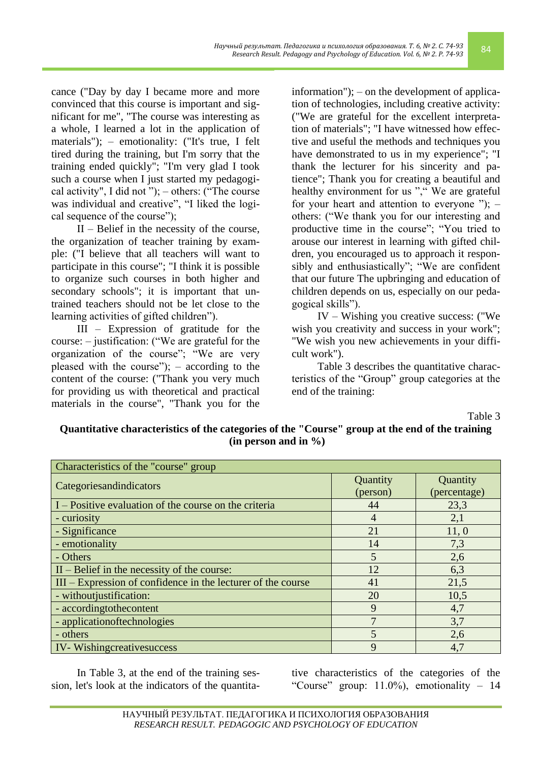cance ("Day by day I became more and more convinced that this course is important and significant for me", "The course was interesting as a whole, I learned a lot in the application of materials"); – emotionality: ("It's true, I felt tired during the training, but I'm sorry that the training ended quickly"; "I'm very glad I took such a course when I just started my pedagogical activity", I did not "); – others: ("The course was individual and creative", "I liked the logical sequence of the course");

II – Belief in the necessity of the course, the organization of teacher training by example: ("I believe that all teachers will want to participate in this course"; "I think it is possible to organize such courses in both higher and secondary schools"; it is important that untrained teachers should not be let close to the learning activities of gifted children").

III – Expression of gratitude for the course: – justification: ("We are grateful for the organization of the course"; "We are very pleased with the course"); – according to the content of the course: ("Thank you very much for providing us with theoretical and practical materials in the course", "Thank you for the information"); – on the development of application of technologies, including creative activity: ("We are grateful for the excellent interpretation of materials"; "I have witnessed how effective and useful the methods and techniques you have demonstrated to us in my experience"; "I thank the lecturer for his sincerity and patience"; Thank you for creating a beautiful and healthy environment for us "," We are grateful for your heart and attention to everyone "); – others: ("We thank you for our interesting and productive time in the course"; "You tried to arouse our interest in learning with gifted children, you encouraged us to approach it responsibly and enthusiastically"; "We are confident that our future The upbringing and education of children depends on us, especially on our pedagogical skills").

IV – Wishing you creative success: ("We wish you creativity and success in your work"; "We wish you new achievements in your difficult work").

Table 3 describes the quantitative characteristics of the "Group" group categories at the end of the training:

Table 3

**Quantitative characteristics of the categories of the "Course" group at the end of the training (in person and in %)**

| Characteristics of the "course" group | | |
|---|---|---|
| Categoriesandindicators | Quantity (person) | Quantity (percentage) |
| I – Positive evaluation of the course on the criteria | 44 | 23,3 |
| - curiosity | 4 | 2,1 |
| - Significance | 21 | 11, 0 |
| - emotionality | 14 | 7,3 |
| - Others | 5 | 2,6 |
| II – Belief in the necessity of the course: | 12 | 6,3 |
| III – Expression of confidence in the lecturer of the course | 41 | 21,5 |
| - withoutjustification: | 20 | 10,5 |
| - accordingtothecontent | 9 | 4,7 |
| - applicationoftechnologies | 7 | 3,7 |
| - others | 5 | 2,6 |
| IV- Wishingcreativesuccess | 9 | 4,7 |

In Table 3, at the end of the training session, let's look at the indicators of the quantitative characteristics of the categories of the "Course" group: 11.0%), emotionality – 14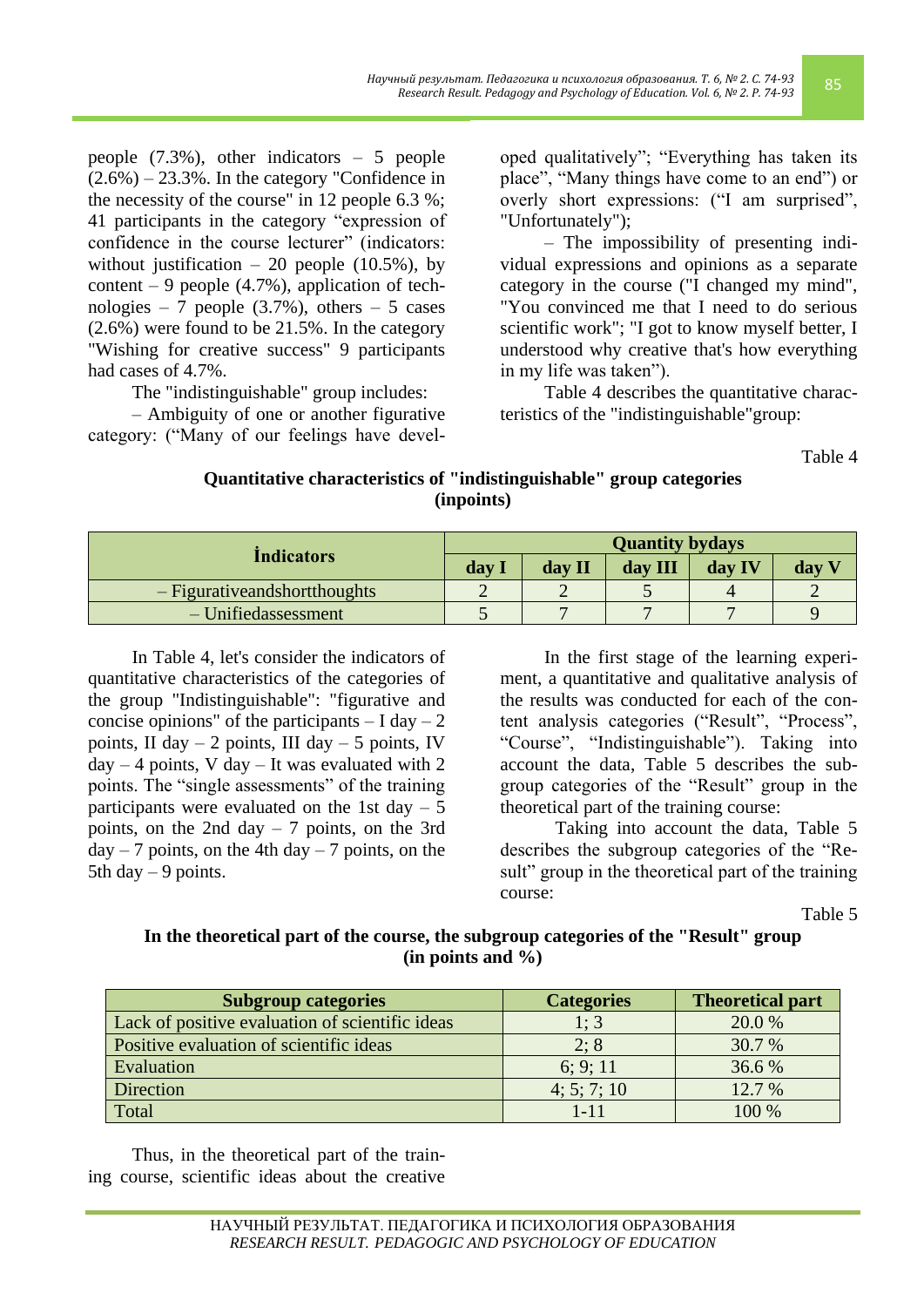people (7.3%), other indicators – 5 people (2.6%) – 23.3%. In the category "Confidence in the necessity of the course" in 12 people 6.3 %; 41 participants in the category "expression of confidence in the course lecturer" (indicators: without justification – 20 people (10.5%), by content – 9 people (4.7%), application of technologies – 7 people (3.7%), others – 5 cases (2.6%) were found to be 21.5%. In the category "Wishing for creative success" 9 participants had cases of 4.7%.

The "indistinguishable" group includes:

– Ambiguity of one or another figurative category: ("Many of our feelings have developed qualitatively"; "Everything has taken its place", "Many things have come to an end") or overly short expressions: ("I am surprised", "Unfortunately");

– The impossibility of presenting individual expressions and opinions as a separate category in the course ("I changed my mind", "You convinced me that I need to do serious scientific work"; "I got to know myself better, I understood why creative that's how everything in my life was taken").

Table 4 describes the quantitative characteristics of the "indistinguishable"group:

Table 4

**Quantitative characteristics of "indistinguishable" group categories (inpoints)**

| İndicators | Quantity bydays | | | | |
|---|---|---|---|---|---|
| | day I | day II | day III | day IV | day V |
| – Figurativeandshortthoughts | 2 | 2 | 5 | 4 | 2 |
| – Unifiedassessment | 5 | 7 | 7 | 7 | 9 |

In Table 4, let's consider the indicators of quantitative characteristics of the categories of the group "Indistinguishable": "figurative and concise opinions" of the participants – I day – 2 points, II day – 2 points, III day – 5 points, IV day – 4 points, V day – It was evaluated with 2 points. The "single assessments" of the training participants were evaluated on the 1st day – 5 points, on the 2nd day – 7 points, on the 3rd day – 7 points, on the 4th day – 7 points, on the 5th day – 9 points.

In the first stage of the learning experiment, a quantitative and qualitative analysis of the results was conducted for each of the content analysis categories ("Result", "Process", "Course", "Indistinguishable"). Taking into account the data, Table 5 describes the subgroup categories of the "Result" group in the theoretical part of the training course:

Taking into account the data, Table 5 describes the subgroup categories of the "Result" group in the theoretical part of the training course:

Table 5

**In the theoretical part of the course, the subgroup categories of the "Result" group (in points and %)**

| Subgroup categories | Categories | Theoretical part |
|---|---|---|
| Lack of positive evaluation of scientific ideas | 1; 3 | 20.0 % |
| Positive evaluation of scientific ideas | 2; 8 | 30.7 % |
| Evaluation | 6; 9; 11 | 36.6 % |
| Direction | 4; 5; 7; 10 | 12.7 % |
| Total | 1-11 | 100 % |

Thus, in the theoretical part of the training course, scientific ideas about the creative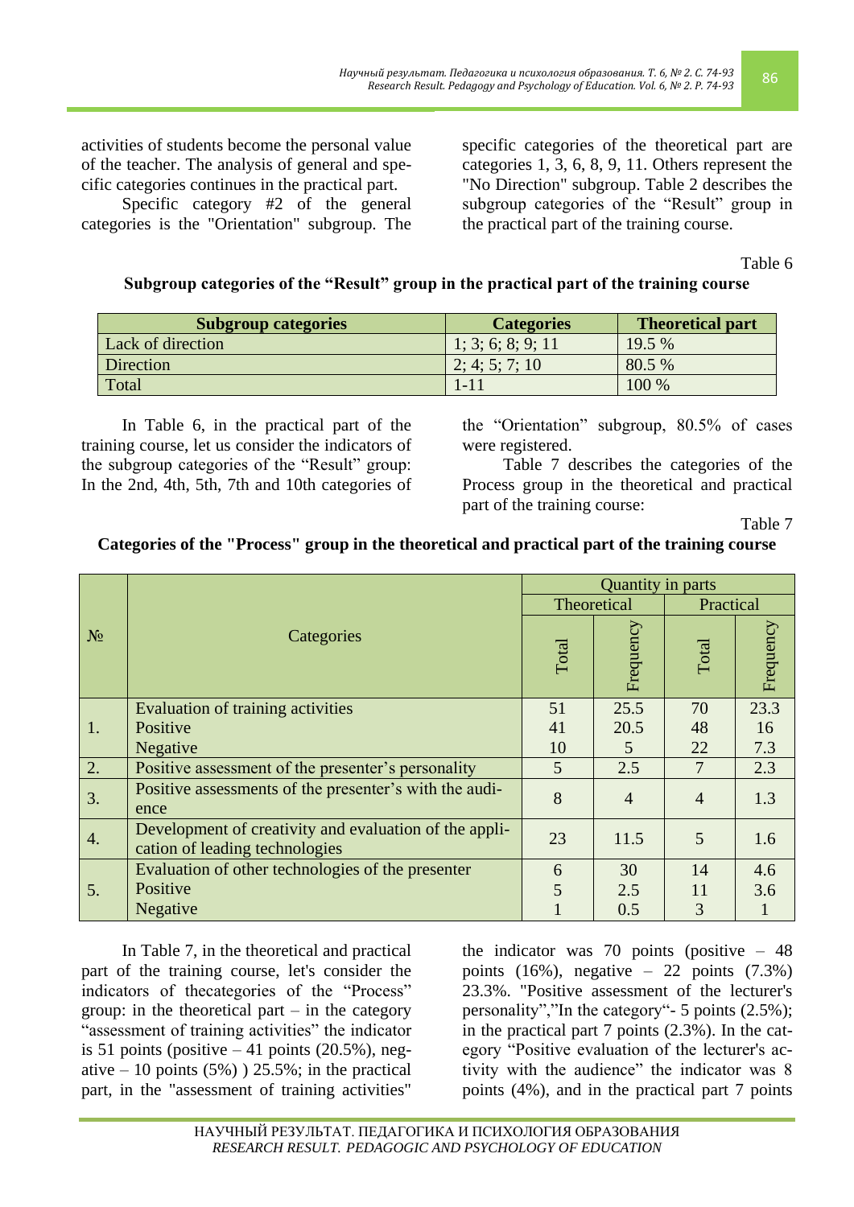activities of students become the personal value of the teacher. The analysis of general and specific categories continues in the practical part.

Specific category #2 of the general categories is the "Orientation" subgroup. The specific categories of the theoretical part are categories 1, 3, 6, 8, 9, 11. Others represent the "No Direction" subgroup. Table 2 describes the subgroup categories of the "Result" group in the practical part of the training course.

Table 6

**Subgroup categories of the "Result" group in the practical part of the training course**

| Subgroup categories | Categories | Theoretical part |
|---|---|---|
| Lack of direction | 1; 3; 6; 8; 9; 11 | 19.5 % |
| Direction | 2; 4; 5; 7; 10 | 80.5 % |
| Total | 1-11 | 100 % |

In Table 6, in the practical part of the training course, let us consider the indicators of the subgroup categories of the "Result" group: In the 2nd, 4th, 5th, 7th and 10th categories of the "Orientation" subgroup, 80.5% of cases were registered.

Table 7 describes the categories of the Process group in the theoretical and practical part of the training course:

Table 7

**Categories of the "Process" group in the theoretical and practical part of the training course**

| № | Categories | Quantity in parts | | | |
|---|---|---|---|---|---|
| | | Theoretical | | Practical | |
| | | Total | Frequency | Total | Frequency |
| 1. | Evaluation of training activities | 51 | 25.5 | 70 | 23.3 |
| | Positive | 41 | 20.5 | 48 | 16 |
| | Negative | 10 | 5 | 22 | 7.3 |
| 2. | Positive assessment of the presenter's personality | 5 | 2.5 | 7 | 2.3 |
| 3. | Positive assessments of the presenter's with the audience | 8 | 4 | 4 | 1.3 |
| 4. | Development of creativity and evaluation of the application of leading technologies | 23 | 11.5 | 5 | 1.6 |
| 5. | Evaluation of other technologies of the presenter | 6 | 30 | 14 | 4.6 |
| | Positive | 5 | 2.5 | 11 | 3.6 |
| | Negative | 1 | 0.5 | 3 | 1 |

In Table 7, in the theoretical and practical part of the training course, let's consider the indicators of thecategories of the "Process" group: in the theoretical part – in the category "assessment of training activities" the indicator is 51 points (positive – 41 points (20.5%), negative – 10 points (5%) ) 25.5%; in the practical part, in the "assessment of training activities" the indicator was 70 points (positive – 48 points (16%), negative – 22 points (7.3%) 23.3%. "Positive assessment of the lecturer's personality","In the category"- 5 points (2.5%); in the practical part 7 points (2.3%). In the category "Positive evaluation of the lecturer's activity with the audience" the indicator was 8 points (4%), and in the practical part 7 points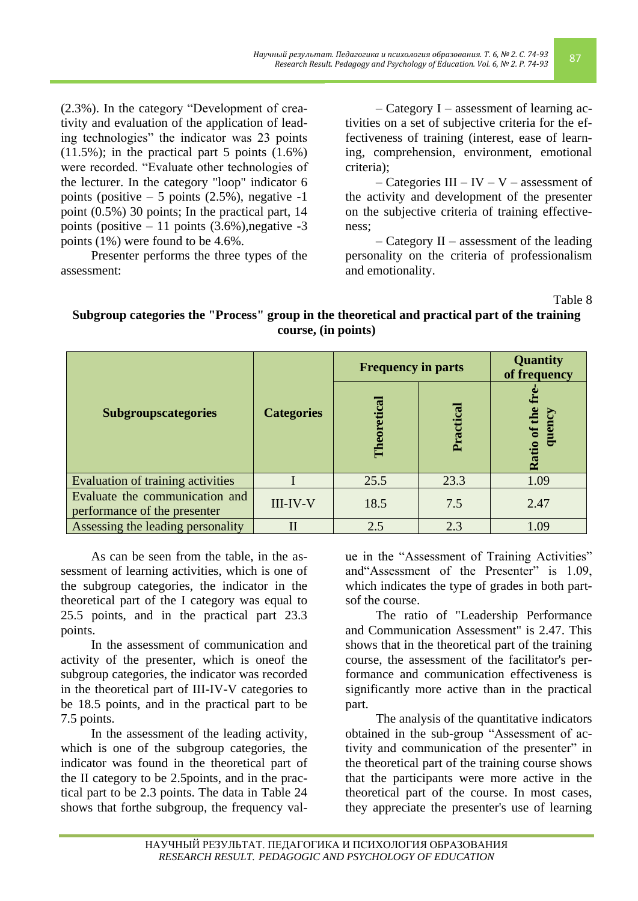(2.3%). In the category "Development of creativity and evaluation of the application of leading technologies" the indicator was 23 points (11.5%); in the practical part 5 points (1.6%) were recorded. "Evaluate other technologies of the lecturer. In the category "loop" indicator 6 points (positive – 5 points (2.5%), negative -1 point (0.5%) 30 points; In the practical part, 14 points (positive – 11 points (3.6%),negative -3 points (1%) were found to be 4.6%.

Presenter performs the three types of the assessment:

– Category I – assessment of learning activities on a set of subjective criteria for the effectiveness of training (interest, ease of learning, comprehension, environment, emotional criteria);

– Categories III – IV – V – assessment of the activity and development of the presenter on the subjective criteria of training effectiveness;

– Category II – assessment of the leading personality on the criteria of professionalism and emotionality.

Table 8

**Subgroup categories the "Process" group in the theoretical and practical part of the training course, (in points)**

| Subgroupscategories | Categories | Frequency in parts | | Quantity of frequency |
|---|---|---|---|---|
| | | Theoretical | Practical | Ratio of the frequency |
| Evaluation of training activities | I | 25.5 | 23.3 | 1.09 |
| Evaluate the communication and performance of the presenter | III-IV-V | 18.5 | 7.5 | 2.47 |
| Assessing the leading personality | II | 2.5 | 2.3 | 1.09 |

As can be seen from the table, in the assessment of learning activities, which is one of the subgroup categories, the indicator in the theoretical part of the I category was equal to 25.5 points, and in the practical part 23.3 points.

In the assessment of communication and activity of the presenter, which is oneof the subgroup categories, the indicator was recorded in the theoretical part of III-IV-V categories to be 18.5 points, and in the practical part to be 7.5 points.

In the assessment of the leading activity, which is one of the subgroup categories, the indicator was found in the theoretical part of the II category to be 2.5points, and in the practical part to be 2.3 points. The data in Table 24 shows that forthe subgroup, the frequency value in the "Assessment of Training Activities" and"Assessment of the Presenter" is 1.09, which indicates the type of grades in both partsof the course.

The ratio of "Leadership Performance and Communication Assessment" is 2.47. This shows that in the theoretical part of the training course, the assessment of the facilitator's performance and communication effectiveness is significantly more active than in the practical part.

The analysis of the quantitative indicators obtained in the sub-group "Assessment of activity and communication of the presenter" in the theoretical part of the training course shows that the participants were more active in the theoretical part of the course. In most cases, they appreciate the presenter's use of learning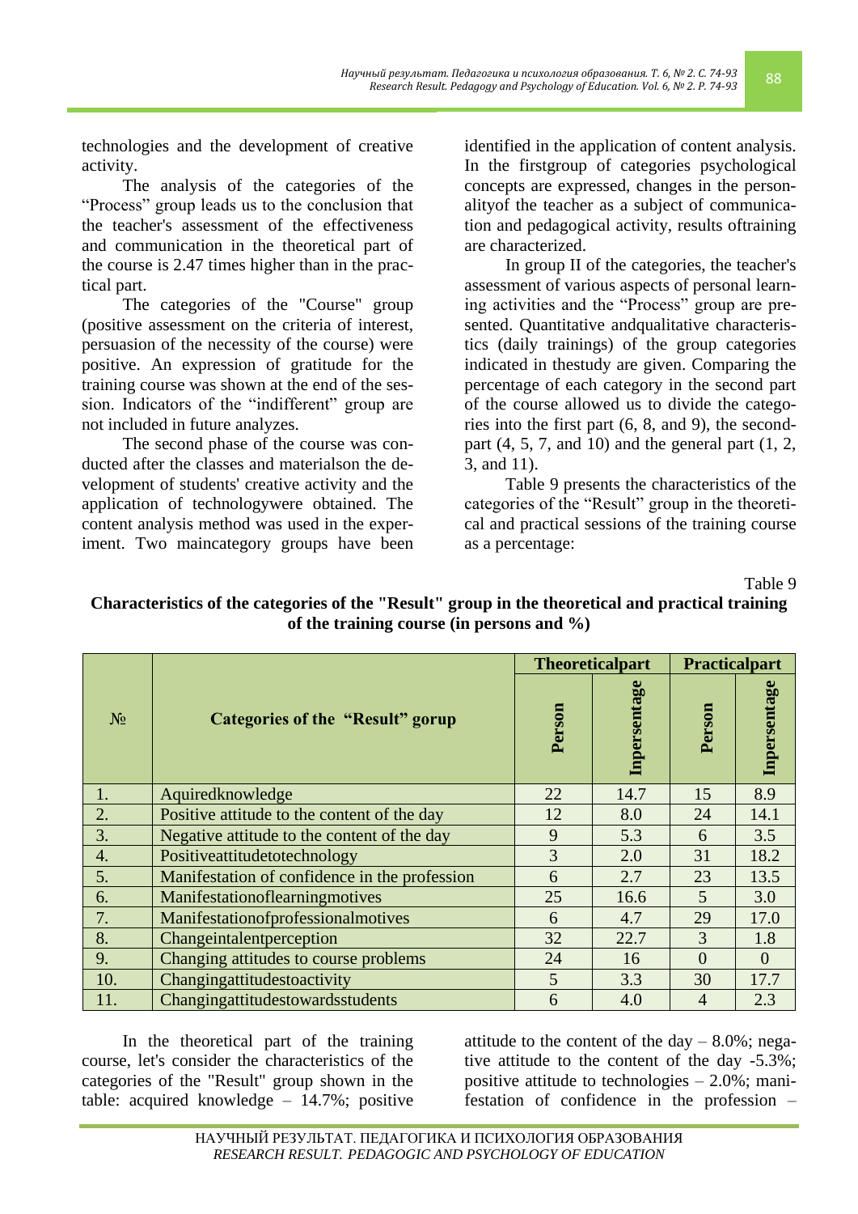technologies and the development of creative activity.

The analysis of the categories of the "Process" group leads us to the conclusion that the teacher's assessment of the effectiveness and communication in the theoretical part of the course is 2.47 times higher than in the practical part.

The categories of the "Course" group (positive assessment on the criteria of interest, persuasion of the necessity of the course) were positive. An expression of gratitude for the training course was shown at the end of the session. Indicators of the "indifferent" group are not included in future analyzes.

The second phase of the course was conducted after the classes and materialson the development of students' creative activity and the application of technologywere obtained. The content analysis method was used in the experiment. Two maincategory groups have been identified in the application of content analysis. In the firstgroup of categories psychological concepts are expressed, changes in the personalityof the teacher as a subject of communication and pedagogical activity, results oftraining are characterized.

In group II of the categories, the teacher's assessment of various aspects of personal learning activities and the "Process" group are presented. Quantitative andqualitative characteristics (daily trainings) of the group categories indicated in thestudy are given. Comparing the percentage of each category in the second part of the course allowed us to divide the categories into the first part (6, 8, and 9), the secondpart (4, 5, 7, and 10) and the general part (1, 2, 3, and 11).

Table 9 presents the characteristics of the categories of the "Result" group in the theoretical and practical sessions of the training course as a percentage:

Table 9

**Characteristics of the categories of the "Result" group in the theoretical and practical training of the training course (in persons and %)**

| № | Categories of the "Result" gorup | Theoreticalpart | | Practicalpart | |
|---|---|---|---|---|---|
| | | Person | Inpersentage | Person | Inpersentage |
| 1. | Aquiredknowledge | 22 | 14.7 | 15 | 8.9 |
| 2. | Positive attitude to the content of the day | 12 | 8.0 | 24 | 14.1 |
| 3. | Negative attitude to the content of the day | 9 | 5.3 | 6 | 3.5 |
| 4. | Positiveattitudetotechnology | 3 | 2.0 | 31 | 18.2 |
| 5. | Manifestation of confidence in the profession | 6 | 2.7 | 23 | 13.5 |
| 6. | Manifestationoflearningmotives | 25 | 16.6 | 5 | 3.0 |
| 7. | Manifestationofprofessionalmotives | 6 | 4.7 | 29 | 17.0 |
| 8. | Changeintalentperception | 32 | 22.7 | 3 | 1.8 |
| 9. | Changing attitudes to course problems | 24 | 16 | 0 | 0 |
| 10. | Changingattitudestoactivity | 5 | 3.3 | 30 | 17.7 |
| 11. | Changingattitudestowardsstudents | 6 | 4.0 | 4 | 2.3 |

In the theoretical part of the training course, let's consider the characteristics of the categories of the "Result" group shown in the table: acquired knowledge – 14.7%; positive attitude to the content of the day – 8.0%; negative attitude to the content of the day -5.3%; positive attitude to technologies – 2.0%; manifestation of confidence in the profession –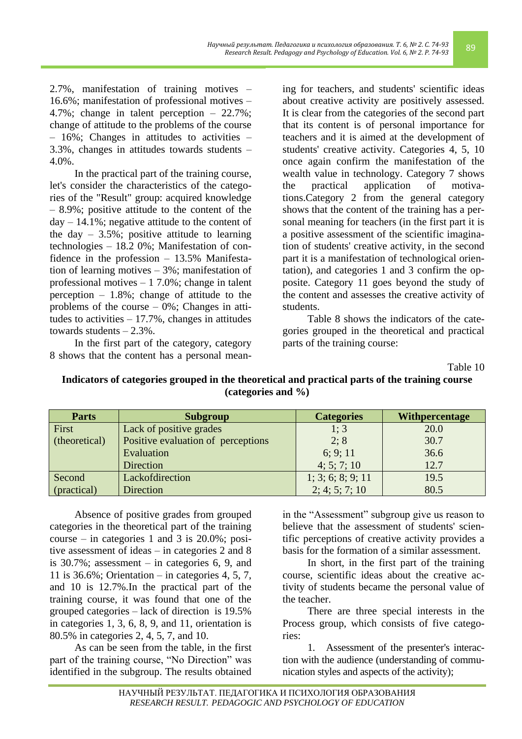2.7%, manifestation of training motives – 16.6%; manifestation of professional motives – 4.7%; change in talent perception – 22.7%; change of attitude to the problems of the course – 16%; Changes in attitudes to activities – 3.3%, changes in attitudes towards students – 4.0%.

In the practical part of the training course, let's consider the characteristics of the categories of the "Result" group: acquired knowledge – 8.9%; positive attitude to the content of the day – 14.1%; negative attitude to the content of the day – 3.5%; positive attitude to learning technologies – 18.2 0%; Manifestation of confidence in the profession – 13.5% Manifestation of learning motives – 3%; manifestation of professional motives – 1 7.0%; change in talent perception – 1.8%; change of attitude to the problems of the course – 0%; Changes in attitudes to activities – 17.7%, changes in attitudes towards students – 2.3%.

In the first part of the category, category 8 shows that the content has a personal meaning for teachers, and students' scientific ideas about creative activity are positively assessed. It is clear from the categories of the second part that its content is of personal importance for teachers and it is aimed at the development of students' creative activity. Categories 4, 5, 10 once again confirm the manifestation of the wealth value in technology. Category 7 shows the practical application of motivations.Category 2 from the general category shows that the content of the training has a personal meaning for teachers (in the first part it is a positive assessment of the scientific imagination of students' creative activity, in the second part it is a manifestation of technological orientation), and categories 1 and 3 confirm the opposite. Category 11 goes beyond the study of the content and assesses the creative activity of students.

Table 8 shows the indicators of the categories grouped in the theoretical and practical parts of the training course:

Table 10

**Indicators of categories grouped in the theoretical and practical parts of the training course (categories and %)**

| Parts | Subgroup | Categories | Withpercentage |
|---|---|---|---|
| First (theoretical) | Lack of positive grades | 1; 3 | 20.0 |
| | Positive evaluation of perceptions | 2; 8 | 30.7 |
| | Evaluation | 6; 9; 11 | 36.6 |
| | Direction | 4; 5; 7; 10 | 12.7 |
| Second (practical) | Lackofdirection | 1; 3; 6; 8; 9; 11 | 19.5 |
| | Direction | 2; 4; 5; 7; 10 | 80.5 |

Absence of positive grades from grouped categories in the theoretical part of the training course – in categories 1 and 3 is 20.0%; positive assessment of ideas – in categories 2 and 8 is 30.7%; assessment – in categories 6, 9, and 11 is 36.6%; Orientation – in categories 4, 5, 7, and 10 is 12.7%.In the practical part of the training course, it was found that one of the grouped categories – lack of direction is 19.5% in categories 1, 3, 6, 8, 9, and 11, orientation is 80.5% in categories 2, 4, 5, 7, and 10.

As can be seen from the table, in the first part of the training course, "No Direction" was identified in the subgroup. The results obtained in the "Assessment" subgroup give us reason to believe that the assessment of students' scientific perceptions of creative activity provides a basis for the formation of a similar assessment.

In short, in the first part of the training course, scientific ideas about the creative activity of students became the personal value of the teacher.

There are three special interests in the Process group, which consists of five categories:

1. Assessment of the presenter's interaction with the audience (understanding of communication styles and aspects of the activity);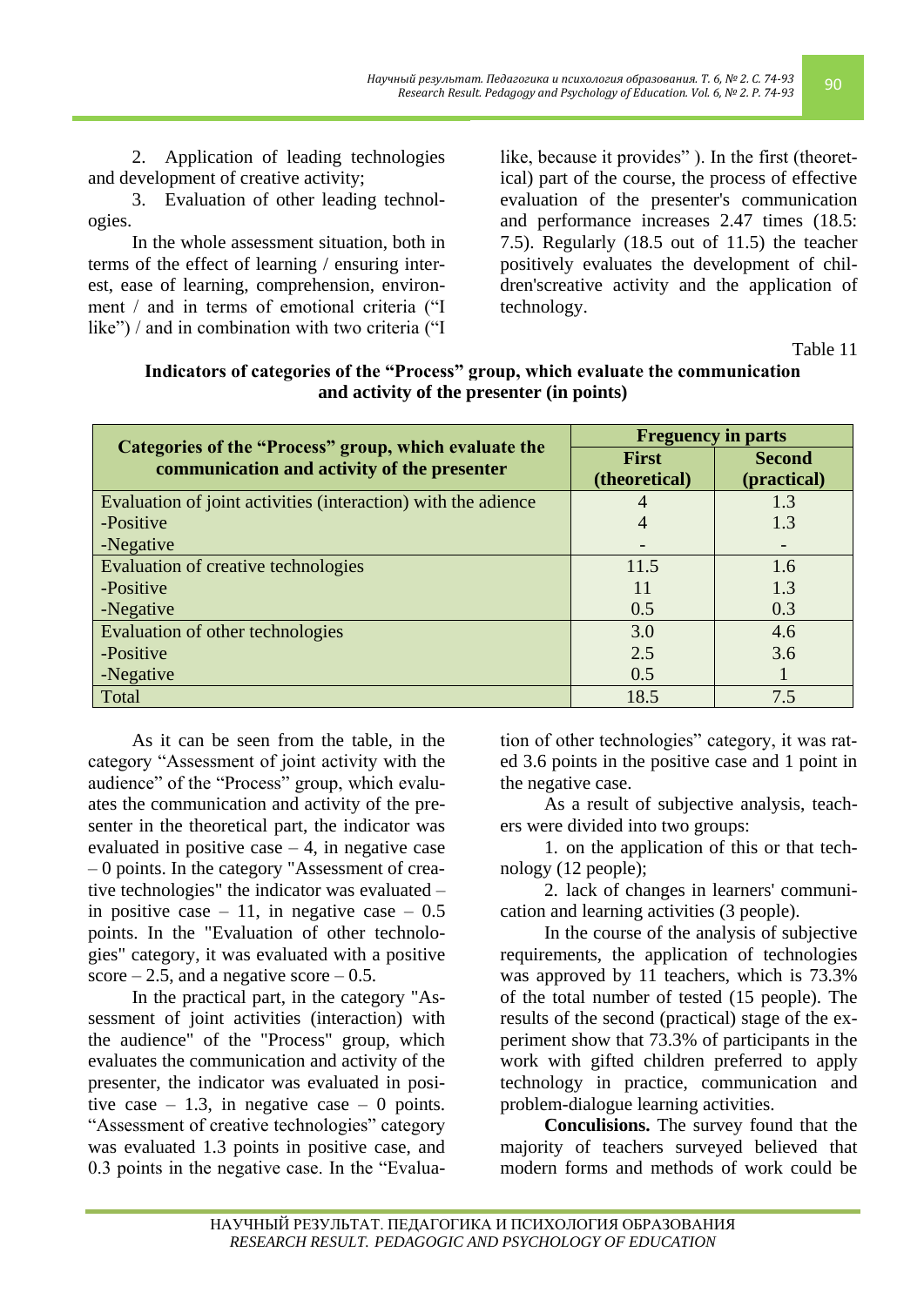2. Application of leading technologies and development of creative activity;

3. Evaluation of other leading technologies.

In the whole assessment situation, both in terms of the effect of learning / ensuring interest, ease of learning, comprehension, environment / and in terms of emotional criteria ("I like") / and in combination with two criteria ("I like, because it provides" ). In the first (theoretical) part of the course, the process of effective evaluation of the presenter's communication and performance increases 2.47 times (18.5: 7.5). Regularly (18.5 out of 11.5) the teacher positively evaluates the development of children'screative activity and the application of technology.

Table 11

**Indicators of categories of the "Process" group, which evaluate the communication and activity of the presenter (in points)**

| Categories of the "Process" group, which evaluate the communication and activity of the presenter | Freguency in parts | |
|---|---|---|
| | First (theoretical) | Second (practical) |
| Evaluation of joint activities (interaction) with the adience | 4 | 1.3 |
| -Positive | 4 | 1.3 |
| -Negative | - | - |
| Evaluation of creative technologies | 11.5 | 1.6 |
| -Positive | 11 | 1.3 |
| -Negative | 0.5 | 0.3 |
| Evaluation of other technologies | 3.0 | 4.6 |
| -Positive | 2.5 | 3.6 |
| -Negative | 0.5 | 1 |
| Total | 18.5 | 7.5 |

As it can be seen from the table, in the category "Assessment of joint activity with the audience" of the "Process" group, which evaluates the communication and activity of the presenter in the theoretical part, the indicator was evaluated in positive case – 4, in negative case – 0 points. In the category "Assessment of creative technologies" the indicator was evaluated – in positive case – 11, in negative case – 0.5 points. In the "Evaluation of other technologies" category, it was evaluated with a positive score – 2.5, and a negative score – 0.5.

In the practical part, in the category "Assessment of joint activities (interaction) with the audience" of the "Process" group, which evaluates the communication and activity of the presenter, the indicator was evaluated in positive case – 1.3, in negative case – 0 points. "Assessment of creative technologies" category was evaluated 1.3 points in positive case, and 0.3 points in the negative case. In the "Evaluation of other technologies" category, it was rated 3.6 points in the positive case and 1 point in the negative case.

As a result of subjective analysis, teachers were divided into two groups:

1. on the application of this or that technology (12 people);

2. lack of changes in learners' communication and learning activities (3 people).

In the course of the analysis of subjective requirements, the application of technologies was approved by 11 teachers, which is 73.3% of the total number of tested (15 people). The results of the second (practical) stage of the experiment show that 73.3% of participants in the work with gifted children preferred to apply technology in practice, communication and problem-dialogue learning activities.

**Conculisions.** The survey found that the majority of teachers surveyed believed that modern forms and methods of work could be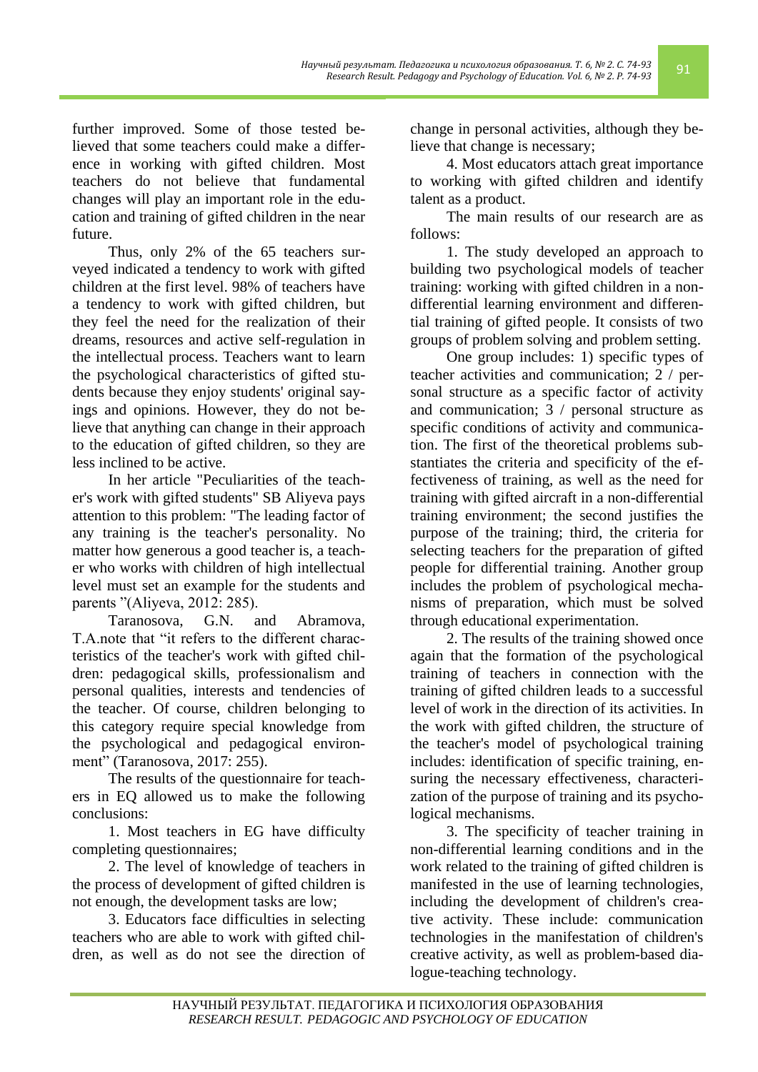further improved. Some of those tested believed that some teachers could make a difference in working with gifted children. Most teachers do not believe that fundamental changes will play an important role in the education and training of gifted children in the near future.

Thus, only 2% of the 65 teachers surveyed indicated a tendency to work with gifted children at the first level. 98% of teachers have a tendency to work with gifted children, but they feel the need for the realization of their dreams, resources and active self-regulation in the intellectual process. Teachers want to learn the psychological characteristics of gifted students because they enjoy students' original sayings and opinions. However, they do not believe that anything can change in their approach to the education of gifted children, so they are less inclined to be active.

In her article "Peculiarities of the teacher's work with gifted students" SB Aliyeva pays attention to this problem: "The leading factor of any training is the teacher's personality. No matter how generous a good teacher is, a teacher who works with children of high intellectual level must set an example for the students and parents "(Aliyeva, 2012: 285).

Taranosova, G.N. and Abramova, T.A.note that "it refers to the different characteristics of the teacher's work with gifted children: pedagogical skills, professionalism and personal qualities, interests and tendencies of the teacher. Of course, children belonging to this category require special knowledge from the psychological and pedagogical environment" (Taranosova, 2017: 255).

The results of the questionnaire for teachers in EQ allowed us to make the following conclusions:

1. Most teachers in EG have difficulty completing questionnaires;

2. The level of knowledge of teachers in the process of development of gifted children is not enough, the development tasks are low;

3. Educators face difficulties in selecting teachers who are able to work with gifted children, as well as do not see the direction of change in personal activities, although they believe that change is necessary;

4. Most educators attach great importance to working with gifted children and identify talent as a product.

The main results of our research are as follows:

1. The study developed an approach to building two psychological models of teacher training: working with gifted children in a non-differential learning environment and differential training of gifted people. It consists of two groups of problem solving and problem setting.

One group includes: 1) specific types of teacher activities and communication; 2 / personal structure as a specific factor of activity and communication; 3 / personal structure as specific conditions of activity and communication. The first of the theoretical problems substantiates the criteria and specificity of the effectiveness of training, as well as the need for training with gifted aircraft in a non-differential training environment; the second justifies the purpose of the training; third, the criteria for selecting teachers for the preparation of gifted people for differential training. Another group includes the problem of psychological mechanisms of preparation, which must be solved through educational experimentation.

2. The results of the training showed once again that the formation of the psychological training of teachers in connection with the training of gifted children leads to a successful level of work in the direction of its activities. In the work with gifted children, the structure of the teacher's model of psychological training includes: identification of specific training, ensuring the necessary effectiveness, characterization of the purpose of training and its psychological mechanisms.

3. The specificity of teacher training in non-differential learning conditions and in the work related to the training of gifted children is manifested in the use of learning technologies, including the development of children's creative activity. These include: communication technologies in the manifestation of children's creative activity, as well as problem-based dialogue-teaching technology.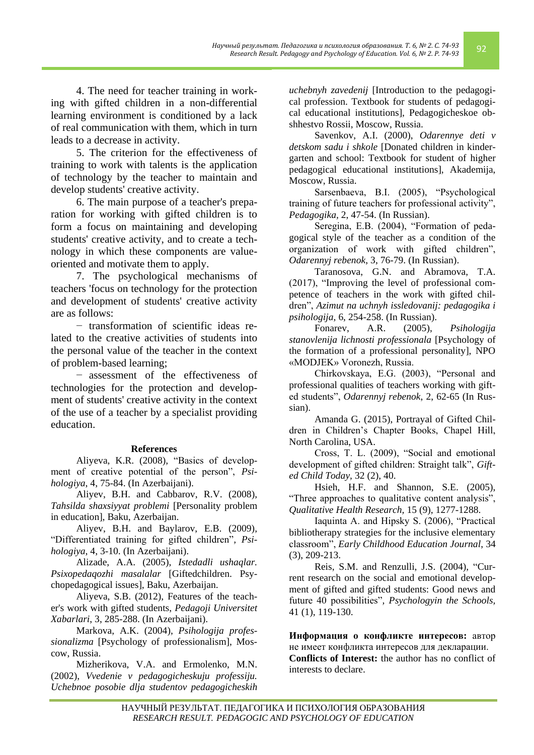4. The need for teacher training in working with gifted children in a non-differential learning environment is conditioned by a lack of real communication with them, which in turn leads to a decrease in activity.

5. The criterion for the effectiveness of training to work with talents is the application of technology by the teacher to maintain and develop students' creative activity.

6. The main purpose of a teacher's preparation for working with gifted children is to form a focus on maintaining and developing students' creative activity, and to create a technology in which these components are value-oriented and motivate them to apply.

7. The psychological mechanisms of teachers 'focus on technology for the protection and development of students' creative activity are as follows:

− transformation of scientific ideas related to the creative activities of students into the personal value of the teacher in the context of problem-based learning;

− assessment of the effectiveness of technologies for the protection and development of students' creative activity in the context of the use of a teacher by a specialist providing education.

## References

Aliyeva, K.R. (2008), "Basics of development of creative potential of the person", *Psihologiya*, 4, 75-84. (In Azerbaijani).

Aliyev, B.H. and Cabbarov, R.V. (2008), *Tahsilda shaxsiyyat problemi* [Personality problem in education], Baku, Azerbaijan.

Aliyev, B.H. and Baylarov, E.B. (2009), "Differentiated training for gifted children", *Psihologiya*, 4, 3-10. (In Azerbaijani).

Alizade, A.A. (2005), *Istedadli ushaqlar. Psixopedaqozhi masalalar* [Giftedchildren. Psychopedagogical issues], Baku, Azerbaijan.

Aliyeva, S.B. (2012), Features of the teacher's work with gifted students, *Pedagoji Universitet Xabarlari*, 3, 285-288. (In Azerbaijani).

Markova, A.K. (2004), *Psihologija professionalizma* [Psychology of professionalism], Moscow, Russia.

Mizherikova, V.A. and Ermolenko, M.N. (2002), *Vvedenie v pedagogicheskuju professiju. Uchebnoe posobie dlja studentov pedagogicheskih uchebnyh zavedenij* [Introduction to the pedagogical profession. Textbook for student of pedagogical educational institutions], Pedagogicheskoe obshhestvo Rossii, Moscow, Russia.

Savenkov, A.I. (2000), *Odarennye deti v detskom sadu i shkole* [Donated children in kindergarten and school: Textbook for student of higher pedagogical educational institutions], Akademija, Moscow, Russia.

Sarsenbaeva, B.I. (2005), "Psychological training of future teachers for professional activity", *Pedagogika,* 2, 47-54. (In Russian).

Seregina, E.B. (2004), "Formation of pedagogical style of the teacher as a condition of the organization of work with gifted children", *Odarennyj rebenok*, 3, 76-79. (In Russian).

Taranosova, G.N. and Abramova, T.A. (2017), "Improving the level of professional competence of teachers in the work with gifted children", *Azimut na uchnyh issledovanij: pedagogika i psihologija*, 6, 254-258. (In Russian).

Fonarev, A.R. (2005), *Psihologija stanovlenija lichnosti professionala* [Psychology of the formation of a professional personality], NPO «MODJEK» Voronezh, Russia.

Chirkovskaya, E.G. (2003), "Personal and professional qualities of teachers working with gifted students", *Odarennyj rebenok*, 2, 62-65 (In Russian).

Amanda G. (2015), Portrayal of Gifted Children in Children's Chapter Books, Chapel Hill, North Carolina, USA.

Cross, T. L. (2009), "Social and emotional development of gifted children: Straight talk", *Gifted Child Today*, 32 (2), 40.

Hsieh, H.F. and Shannon, S.E. (2005), "Three approaches to qualitative content analysis", *Qualitative Health Research,* 15 (9), 1277-1288.

Iaquinta A. and Hipsky S. (2006), "Practical bibliotherapy strategies for the inclusive elementary classroom", *Early Childhood Education Journal*, 34 (3), 209-213.

Reis, S.M. and Renzulli, J.S. (2004), "Current research on the social and emotional development of gifted and gifted students: Good news and future 40 possibilities", *Psychologyin the Schools,* 41 (1), 119-130.

**Информация о конфликте интересов:** автор не имеет конфликта интересов для декларации.
**Conflicts of Interest:** the author has no conflict of interests to declare.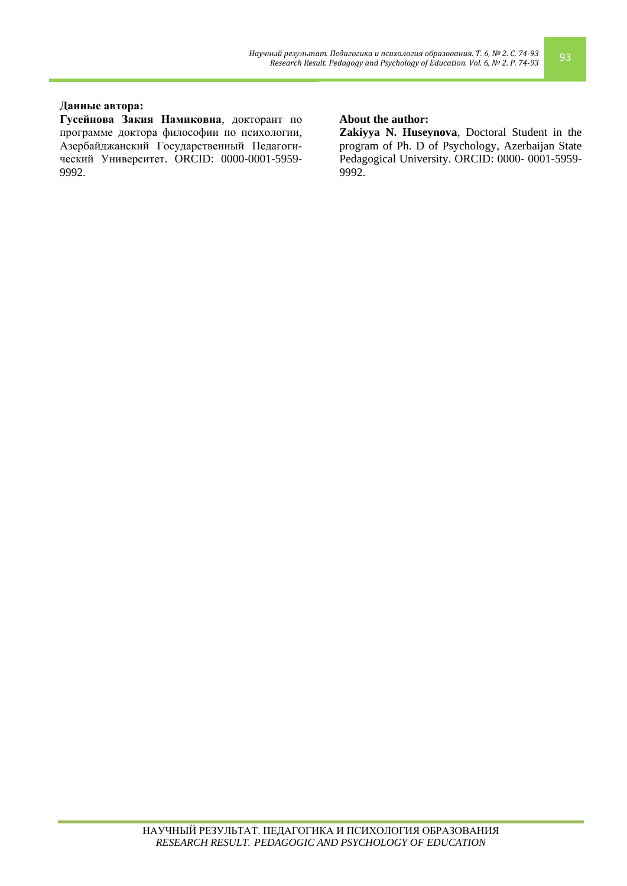**Данные автора:**

**Гусейнова Закия Намиковна**, докторант по программе доктора философии по психологии, Азербайджанский Государственный Педагогический Университет. ORCID: 0000-0001-5959-9992.

**About the author:**

**Zakiyya N. Huseynova**, Doctoral Student in the program of Ph. D of Psychology, Azerbaijan State Pedagogical University. ORCID: 0000- 0001-5959-9992.